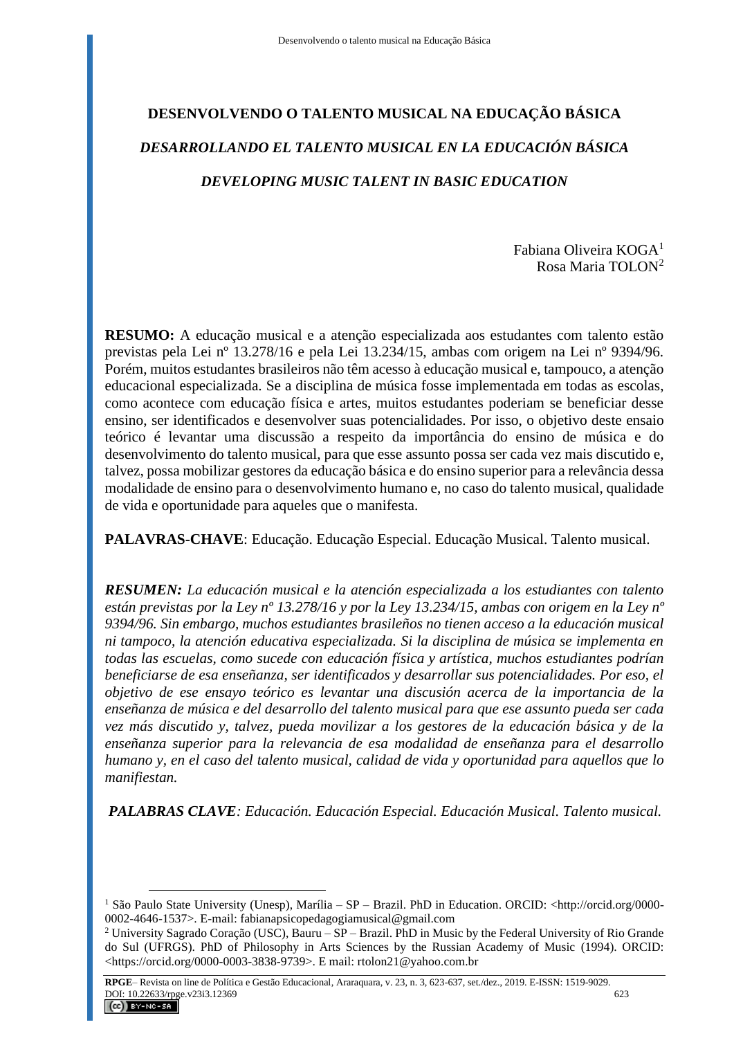# DESENVOLVENDO O TALENTO MUSICAL NA EDUCAÇÃO BÁSICA

## *DESARROLLANDO EL TALENTO MUSICAL EN LA EDUCACIÓN BÁSICA*

## *DEVELOPING MUSIC TALENT IN BASIC EDUCATION*

Fabiana Oliveira KOGA[1]
Rosa Maria TOLON[2]

**RESUMO:** A educação musical e a atenção especializada aos estudantes com talento estão previstas pela Lei nº 13.278/16 e pela Lei 13.234/15, ambas com origem na Lei nº 9394/96. Porém, muitos estudantes brasileiros não têm acesso à educação musical e, tampouco, a atenção educacional especializada. Se a disciplina de música fosse implementada em todas as escolas, como acontece com educação física e artes, muitos estudantes poderiam se beneficiar desse ensino, ser identificados e desenvolver suas potencialidades. Por isso, o objetivo deste ensaio teórico é levantar uma discussão a respeito da importância do ensino de música e do desenvolvimento do talento musical, para que esse assunto possa ser cada vez mais discutido e, talvez, possa mobilizar gestores da educação básica e do ensino superior para a relevância dessa modalidade de ensino para o desenvolvimento humano e, no caso do talento musical, qualidade de vida e oportunidade para aqueles que o manifesta.

**PALAVRAS-CHAVE**: Educação. Educação Especial. Educação Musical. Talento musical.

***RESUMEN:*** *La educación musical e la atención especializada a los estudiantes con talento están previstas por la Ley nº 13.278/16 y por la Ley 13.234/15, ambas con origem en la Ley nº 9394/96. Sin embargo, muchos estudiantes brasileños no tienen acceso a la educación musical ni tampoco, la atención educativa especializada. Si la disciplina de música se implementa en todas las escuelas, como sucede con educación física y artística, muchos estudiantes podrían beneficiarse de esa enseñanza, ser identificados y desarrollar sus potencialidades. Por eso, el objetivo de ese ensayo teórico es levantar una discusión acerca de la importancia de la enseñanza de música e del desarrollo del talento musical para que ese assunto pueda ser cada vez más discutido y, talvez, pueda movilizar a los gestores de la educación básica y de la enseñanza superior para la relevancia de esa modalidad de enseñanza para el desarrollo humano y, en el caso del talento musical, calidad de vida y oportunidad para aquellos que lo manifiestan.*

***PALABRAS CLAVE****: Educación. Educación Especial. Educación Musical. Talento musical.*

---

[1] São Paulo State University (Unesp), Marília – SP – Brazil. PhD in Education. ORCID: <http://orcid.org/0000-0002-4646-1537>. E-mail: fabianapsicopedagogiamusical@gmail.com

[2] University Sagrado Coração (USC), Bauru – SP – Brazil. PhD in Music by the Federal University of Rio Grande do Sul (UFRGS). PhD of Philosophy in Arts Sciences by the Russian Academy of Music (1994). ORCID: <https://orcid.org/0000-0003-3838-9739>. E mail: rtolon21@yahoo.com.br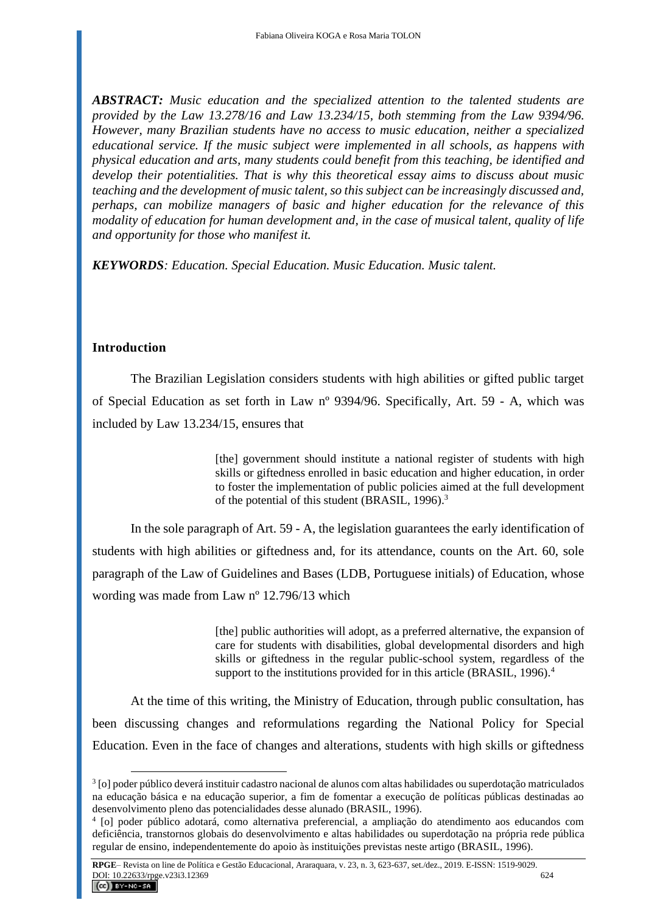***ABSTRACT:*** *Music education and the specialized attention to the talented students are provided by the Law 13.278/16 and Law 13.234/15, both stemming from the Law 9394/96. However, many Brazilian students have no access to music education, neither a specialized educational service. If the music subject were implemented in all schools, as happens with physical education and arts, many students could benefit from this teaching, be identified and develop their potentialities. That is why this theoretical essay aims to discuss about music teaching and the development of music talent, so this subject can be increasingly discussed and, perhaps, can mobilize managers of basic and higher education for the relevance of this modality of education for human development and, in the case of musical talent, quality of life and opportunity for those who manifest it.*

***KEYWORDS****: Education. Special Education. Music Education. Music talent.*

## Introduction

The Brazilian Legislation considers students with high abilities or gifted public target of Special Education as set forth in Law nº 9394/96. Specifically, Art. 59 - A, which was included by Law 13.234/15, ensures that

> [the] government should institute a national register of students with high skills or giftedness enrolled in basic education and higher education, in order to foster the implementation of public policies aimed at the full development of the potential of this student (BRASIL, 1996).[3]

In the sole paragraph of Art. 59 - A, the legislation guarantees the early identification of students with high abilities or giftedness and, for its attendance, counts on the Art. 60, sole paragraph of the Law of Guidelines and Bases (LDB, Portuguese initials) of Education, whose wording was made from Law nº 12.796/13 which

> [the] public authorities will adopt, as a preferred alternative, the expansion of care for students with disabilities, global developmental disorders and high skills or giftedness in the regular public-school system, regardless of the support to the institutions provided for in this article (BRASIL, 1996).[4]

At the time of this writing, the Ministry of Education, through public consultation, has been discussing changes and reformulations regarding the National Policy for Special Education. Even in the face of changes and alterations, students with high skills or giftedness

---

[3] [o] poder público deverá instituir cadastro nacional de alunos com altas habilidades ou superdotação matriculados na educação básica e na educação superior, a fim de fomentar a execução de políticas públicas destinadas ao desenvolvimento pleno das potencialidades desse alunado (BRASIL, 1996).

[4] [o] poder público adotará, como alternativa preferencial, a ampliação do atendimento aos educandos com deficiência, transtornos globais do desenvolvimento e altas habilidades ou superdotação na própria rede pública regular de ensino, independentemente do apoio às instituições previstas neste artigo (BRASIL, 1996).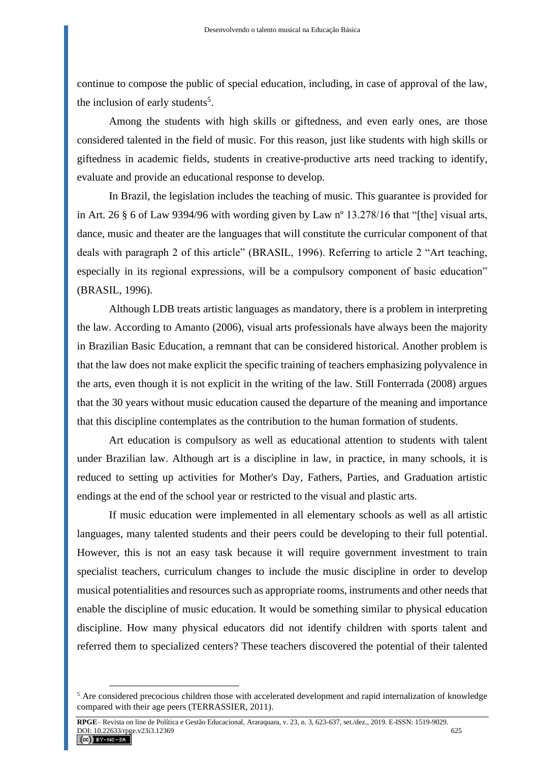continue to compose the public of special education, including, in case of approval of the law, the inclusion of early students[5].

Among the students with high skills or giftedness, and even early ones, are those considered talented in the field of music. For this reason, just like students with high skills or giftedness in academic fields, students in creative-productive arts need tracking to identify, evaluate and provide an educational response to develop.

In Brazil, the legislation includes the teaching of music. This guarantee is provided for in Art. 26 § 6 of Law 9394/96 with wording given by Law nº 13.278/16 that "[the] visual arts, dance, music and theater are the languages that will constitute the curricular component of that deals with paragraph 2 of this article" (BRASIL, 1996). Referring to article 2 "Art teaching, especially in its regional expressions, will be a compulsory component of basic education" (BRASIL, 1996).

Although LDB treats artistic languages as mandatory, there is a problem in interpreting the law. According to Amanto (2006), visual arts professionals have always been the majority in Brazilian Basic Education, a remnant that can be considered historical. Another problem is that the law does not make explicit the specific training of teachers emphasizing polyvalence in the arts, even though it is not explicit in the writing of the law. Still Fonterrada (2008) argues that the 30 years without music education caused the departure of the meaning and importance that this discipline contemplates as the contribution to the human formation of students.

Art education is compulsory as well as educational attention to students with talent under Brazilian law. Although art is a discipline in law, in practice, in many schools, it is reduced to setting up activities for Mother's Day, Fathers, Parties, and Graduation artistic endings at the end of the school year or restricted to the visual and plastic arts.

If music education were implemented in all elementary schools as well as all artistic languages, many talented students and their peers could be developing to their full potential. However, this is not an easy task because it will require government investment to train specialist teachers, curriculum changes to include the music discipline in order to develop musical potentialities and resources such as appropriate rooms, instruments and other needs that enable the discipline of music education. It would be something similar to physical education discipline. How many physical educators did not identify children with sports talent and referred them to specialized centers? These teachers discovered the potential of their talented

---

[5] Are considered precocious children those with accelerated development and rapid internalization of knowledge compared with their age peers (TERRASSIER, 2011).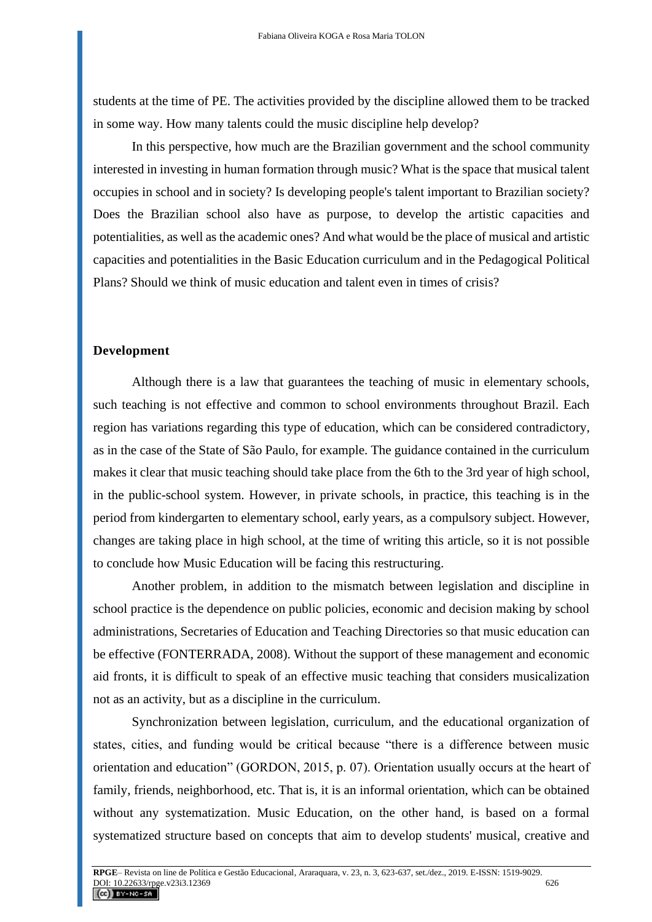students at the time of PE. The activities provided by the discipline allowed them to be tracked in some way. How many talents could the music discipline help develop?

In this perspective, how much are the Brazilian government and the school community interested in investing in human formation through music? What is the space that musical talent occupies in school and in society? Is developing people's talent important to Brazilian society? Does the Brazilian school also have as purpose, to develop the artistic capacities and potentialities, as well as the academic ones? And what would be the place of musical and artistic capacities and potentialities in the Basic Education curriculum and in the Pedagogical Political Plans? Should we think of music education and talent even in times of crisis?

## Development

Although there is a law that guarantees the teaching of music in elementary schools, such teaching is not effective and common to school environments throughout Brazil. Each region has variations regarding this type of education, which can be considered contradictory, as in the case of the State of São Paulo, for example. The guidance contained in the curriculum makes it clear that music teaching should take place from the 6th to the 3rd year of high school, in the public-school system. However, in private schools, in practice, this teaching is in the period from kindergarten to elementary school, early years, as a compulsory subject. However, changes are taking place in high school, at the time of writing this article, so it is not possible to conclude how Music Education will be facing this restructuring.

Another problem, in addition to the mismatch between legislation and discipline in school practice is the dependence on public policies, economic and decision making by school administrations, Secretaries of Education and Teaching Directories so that music education can be effective (FONTERRADA, 2008). Without the support of these management and economic aid fronts, it is difficult to speak of an effective music teaching that considers musicalization not as an activity, but as a discipline in the curriculum.

Synchronization between legislation, curriculum, and the educational organization of states, cities, and funding would be critical because "there is a difference between music orientation and education" (GORDON, 2015, p. 07). Orientation usually occurs at the heart of family, friends, neighborhood, etc. That is, it is an informal orientation, which can be obtained without any systematization. Music Education, on the other hand, is based on a formal systematized structure based on concepts that aim to develop students' musical, creative and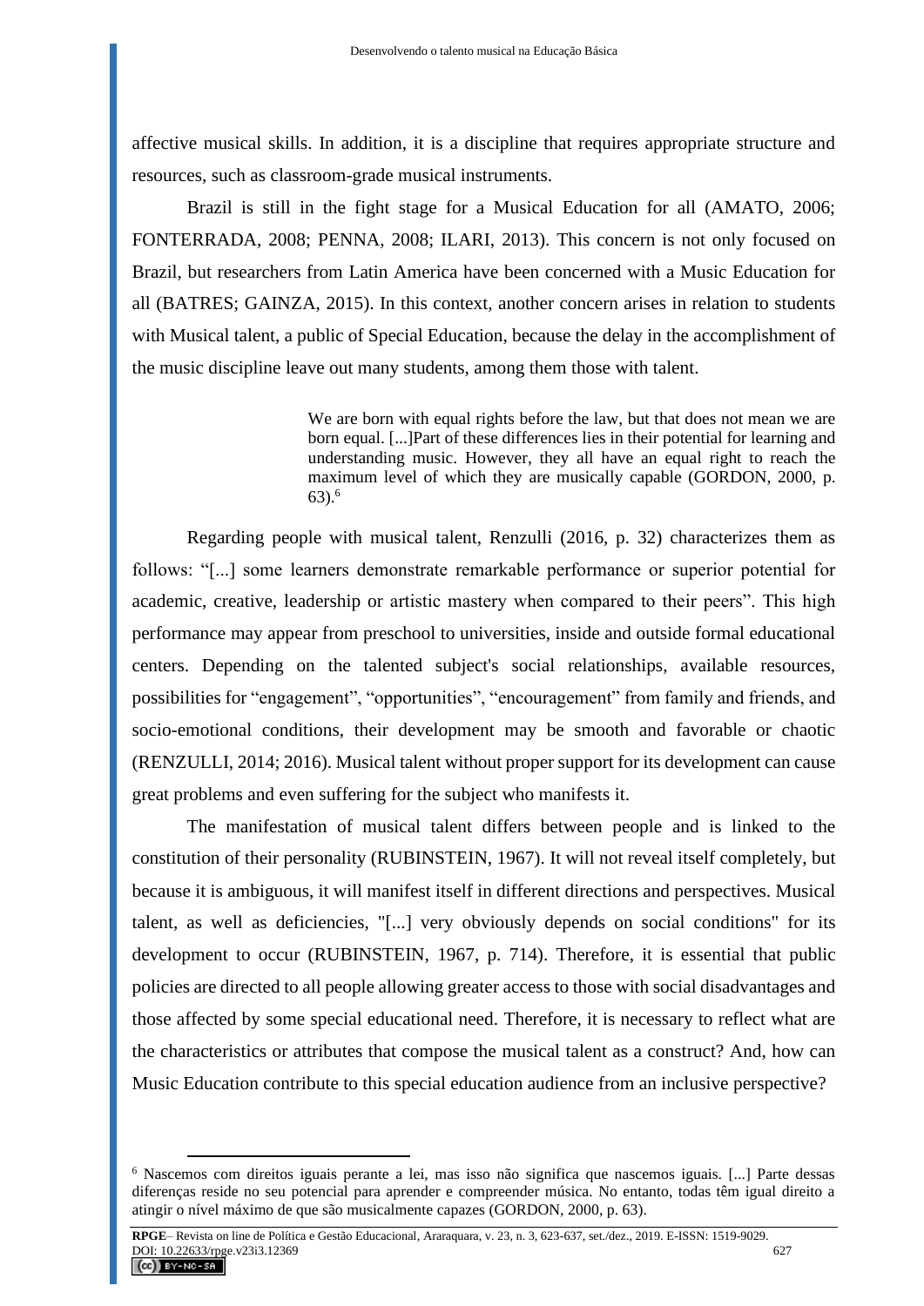affective musical skills. In addition, it is a discipline that requires appropriate structure and resources, such as classroom-grade musical instruments.

Brazil is still in the fight stage for a Musical Education for all (AMATO, 2006; FONTERRADA, 2008; PENNA, 2008; ILARI, 2013). This concern is not only focused on Brazil, but researchers from Latin America have been concerned with a Music Education for all (BATRES; GAINZA, 2015). In this context, another concern arises in relation to students with Musical talent, a public of Special Education, because the delay in the accomplishment of the music discipline leave out many students, among them those with talent.

> We are born with equal rights before the law, but that does not mean we are born equal. [...]Part of these differences lies in their potential for learning and understanding music. However, they all have an equal right to reach the maximum level of which they are musically capable (GORDON, 2000, p. 63).[6]

Regarding people with musical talent, Renzulli (2016, p. 32) characterizes them as follows: "[...] some learners demonstrate remarkable performance or superior potential for academic, creative, leadership or artistic mastery when compared to their peers". This high performance may appear from preschool to universities, inside and outside formal educational centers. Depending on the talented subject's social relationships, available resources, possibilities for "engagement", "opportunities", "encouragement" from family and friends, and socio-emotional conditions, their development may be smooth and favorable or chaotic (RENZULLI, 2014; 2016). Musical talent without proper support for its development can cause great problems and even suffering for the subject who manifests it.

The manifestation of musical talent differs between people and is linked to the constitution of their personality (RUBINSTEIN, 1967). It will not reveal itself completely, but because it is ambiguous, it will manifest itself in different directions and perspectives. Musical talent, as well as deficiencies, "[...] very obviously depends on social conditions" for its development to occur (RUBINSTEIN, 1967, p. 714). Therefore, it is essential that public policies are directed to all people allowing greater access to those with social disadvantages and those affected by some special educational need. Therefore, it is necessary to reflect what are the characteristics or attributes that compose the musical talent as a construct? And, how can Music Education contribute to this special education audience from an inclusive perspective?

---

[6] Nascemos com direitos iguais perante a lei, mas isso não significa que nascemos iguais. [...] Parte dessas diferenças reside no seu potencial para aprender e compreender música. No entanto, todas têm igual direito a atingir o nível máximo de que são musicalmente capazes (GORDON, 2000, p. 63).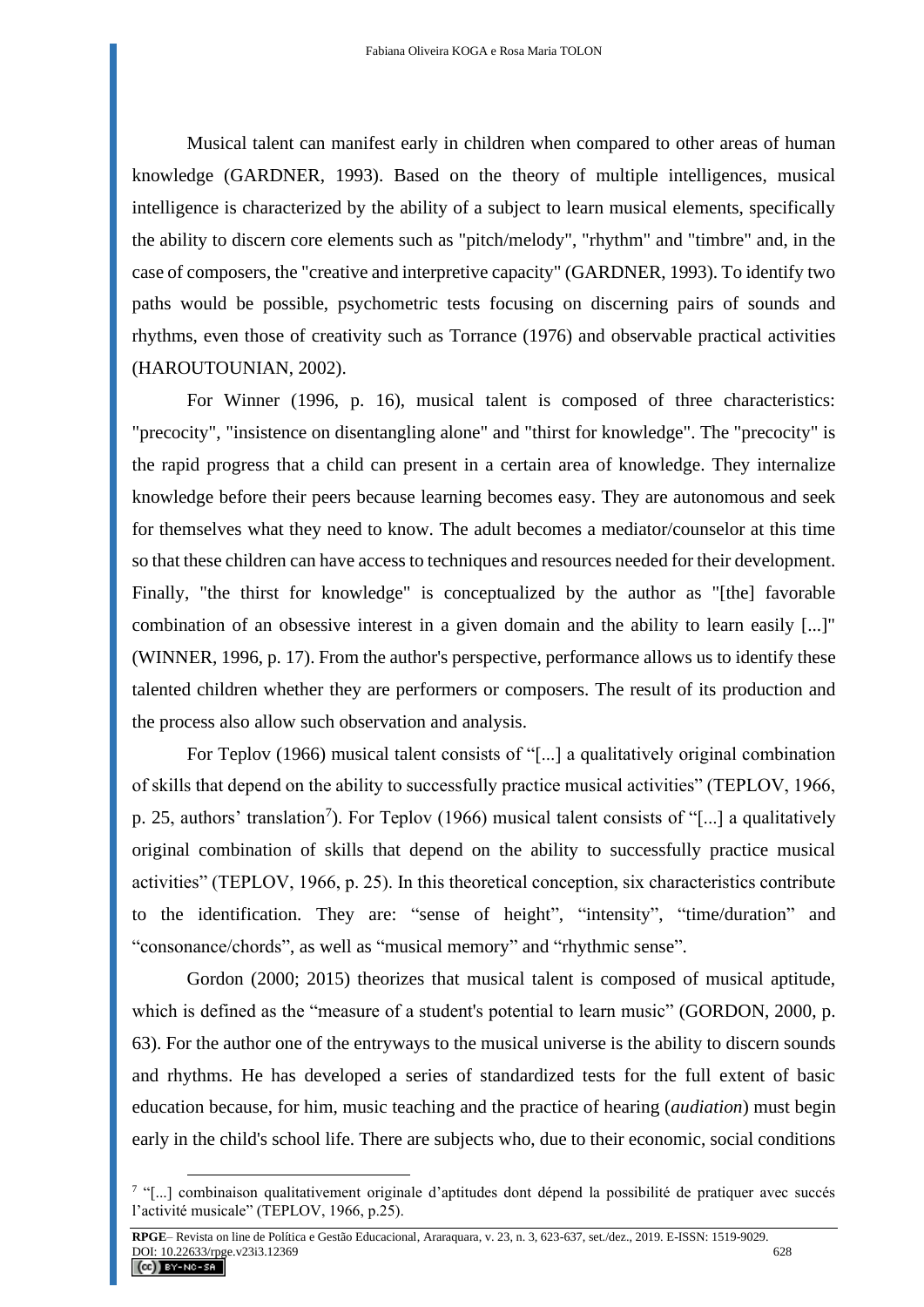Musical talent can manifest early in children when compared to other areas of human knowledge (GARDNER, 1993). Based on the theory of multiple intelligences, musical intelligence is characterized by the ability of a subject to learn musical elements, specifically the ability to discern core elements such as "pitch/melody", "rhythm" and "timbre" and, in the case of composers, the "creative and interpretive capacity" (GARDNER, 1993). To identify two paths would be possible, psychometric tests focusing on discerning pairs of sounds and rhythms, even those of creativity such as Torrance (1976) and observable practical activities (HAROUTOUNIAN, 2002).

For Winner (1996, p. 16), musical talent is composed of three characteristics: "precocity", "insistence on disentangling alone" and "thirst for knowledge". The "precocity" is the rapid progress that a child can present in a certain area of knowledge. They internalize knowledge before their peers because learning becomes easy. They are autonomous and seek for themselves what they need to know. The adult becomes a mediator/counselor at this time so that these children can have access to techniques and resources needed for their development. Finally, "the thirst for knowledge" is conceptualized by the author as "[the] favorable combination of an obsessive interest in a given domain and the ability to learn easily [...]" (WINNER, 1996, p. 17). From the author's perspective, performance allows us to identify these talented children whether they are performers or composers. The result of its production and the process also allow such observation and analysis.

For Teplov (1966) musical talent consists of "[...] a qualitatively original combination of skills that depend on the ability to successfully practice musical activities" (TEPLOV, 1966, p. 25, authors' translation[7]). For Teplov (1966) musical talent consists of "[...] a qualitatively original combination of skills that depend on the ability to successfully practice musical activities" (TEPLOV, 1966, p. 25). In this theoretical conception, six characteristics contribute to the identification. They are: "sense of height", "intensity", "time/duration" and "consonance/chords", as well as "musical memory" and "rhythmic sense".

Gordon (2000; 2015) theorizes that musical talent is composed of musical aptitude, which is defined as the "measure of a student's potential to learn music" (GORDON, 2000, p. 63). For the author one of the entryways to the musical universe is the ability to discern sounds and rhythms. He has developed a series of standardized tests for the full extent of basic education because, for him, music teaching and the practice of hearing (*audiation*) must begin early in the child's school life. There are subjects who, due to their economic, social conditions

[7] "[...] combinaison qualitativement originale d'aptitudes dont dépend la possibilité de pratiquer avec succés l'activité musicale" (TEPLOV, 1966, p.25).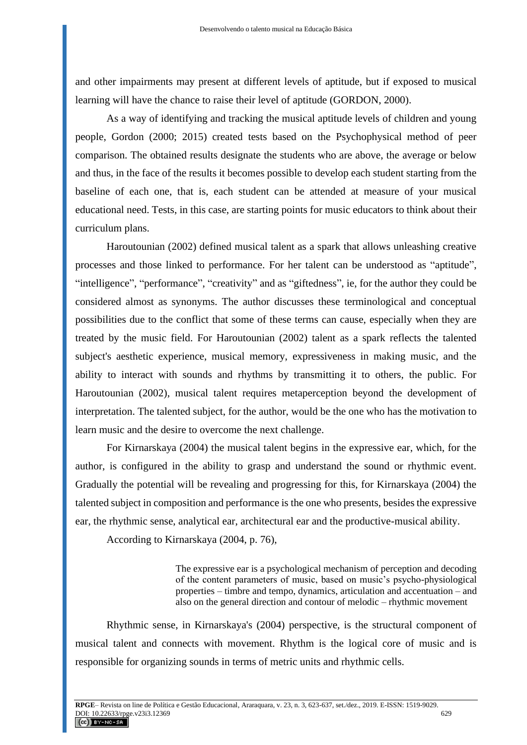and other impairments may present at different levels of aptitude, but if exposed to musical learning will have the chance to raise their level of aptitude (GORDON, 2000).

As a way of identifying and tracking the musical aptitude levels of children and young people, Gordon (2000; 2015) created tests based on the Psychophysical method of peer comparison. The obtained results designate the students who are above, the average or below and thus, in the face of the results it becomes possible to develop each student starting from the baseline of each one, that is, each student can be attended at measure of your musical educational need. Tests, in this case, are starting points for music educators to think about their curriculum plans.

Haroutounian (2002) defined musical talent as a spark that allows unleashing creative processes and those linked to performance. For her talent can be understood as "aptitude", "intelligence", "performance", "creativity" and as "giftedness", ie, for the author they could be considered almost as synonyms. The author discusses these terminological and conceptual possibilities due to the conflict that some of these terms can cause, especially when they are treated by the music field. For Haroutounian (2002) talent as a spark reflects the talented subject's aesthetic experience, musical memory, expressiveness in making music, and the ability to interact with sounds and rhythms by transmitting it to others, the public. For Haroutounian (2002), musical talent requires metaperception beyond the development of interpretation. The talented subject, for the author, would be the one who has the motivation to learn music and the desire to overcome the next challenge.

For Kirnarskaya (2004) the musical talent begins in the expressive ear, which, for the author, is configured in the ability to grasp and understand the sound or rhythmic event. Gradually the potential will be revealing and progressing for this, for Kirnarskaya (2004) the talented subject in composition and performance is the one who presents, besides the expressive ear, the rhythmic sense, analytical ear, architectural ear and the productive-musical ability.

According to Kirnarskaya (2004, p. 76),

> The expressive ear is a psychological mechanism of perception and decoding of the content parameters of music, based on music's psycho-physiological properties – timbre and tempo, dynamics, articulation and accentuation – and also on the general direction and contour of melodic – rhythmic movement

Rhythmic sense, in Kirnarskaya's (2004) perspective, is the structural component of musical talent and connects with movement. Rhythm is the logical core of music and is responsible for organizing sounds in terms of metric units and rhythmic cells.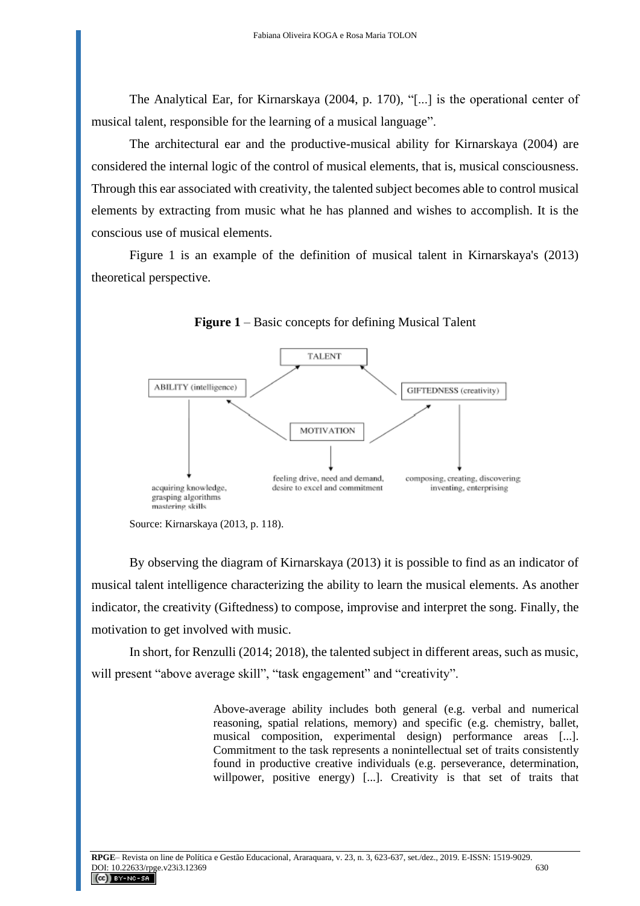The Analytical Ear, for Kirnarskaya (2004, p. 170), "[...] is the operational center of musical talent, responsible for the learning of a musical language".

The architectural ear and the productive-musical ability for Kirnarskaya (2004) are considered the internal logic of the control of musical elements, that is, musical consciousness. Through this ear associated with creativity, the talented subject becomes able to control musical elements by extracting from music what he has planned and wishes to accomplish. It is the conscious use of musical elements.

Figure 1 is an example of the definition of musical talent in Kirnarskaya's (2013) theoretical perspective.

**Figure 1** – Basic concepts for defining Musical Talent

TALENT

ABILITY (intelligence)

GIFTEDNESS (creativity)

MOTIVATION

acquiring knowledge, grasping algorithms mastering skills

feeling drive, need and demand, desire to excel and commitment

composing, creating, discovering inventing, enterprising

Source: Kirnarskaya (2013, p. 118).

By observing the diagram of Kirnarskaya (2013) it is possible to find as an indicator of musical talent intelligence characterizing the ability to learn the musical elements. As another indicator, the creativity (Giftedness) to compose, improvise and interpret the song. Finally, the motivation to get involved with music.

In short, for Renzulli (2014; 2018), the talented subject in different areas, such as music, will present "above average skill", "task engagement" and "creativity".

> Above-average ability includes both general (e.g. verbal and numerical reasoning, spatial relations, memory) and specific (e.g. chemistry, ballet, musical composition, experimental design) performance areas [...]. Commitment to the task represents a nonintellectual set of traits consistently found in productive creative individuals (e.g. perseverance, determination, willpower, positive energy) [...]. Creativity is that set of traits that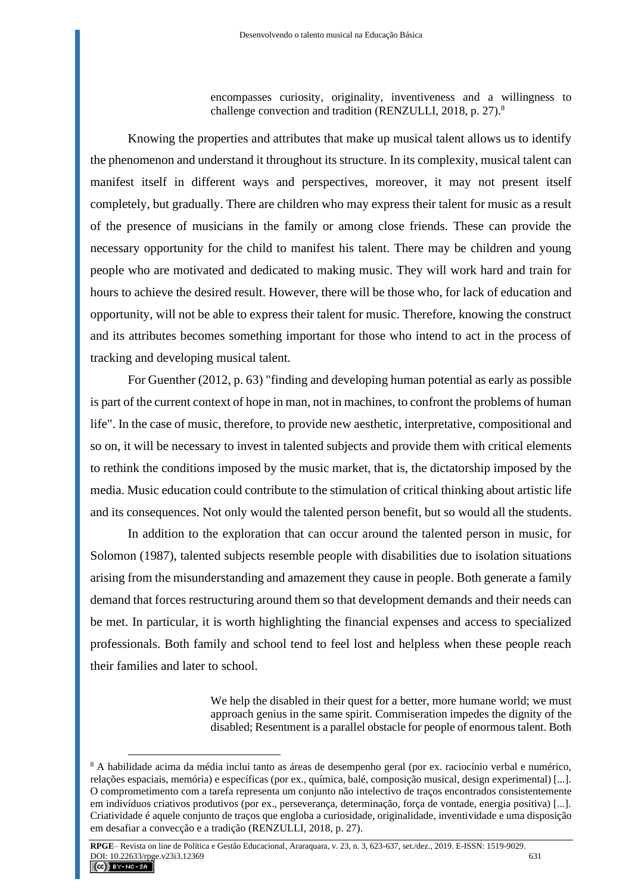> encompasses curiosity, originality, inventiveness and a willingness to challenge convection and tradition (RENZULLI, 2018, p. 27).[8]

Knowing the properties and attributes that make up musical talent allows us to identify the phenomenon and understand it throughout its structure. In its complexity, musical talent can manifest itself in different ways and perspectives, moreover, it may not present itself completely, but gradually. There are children who may express their talent for music as a result of the presence of musicians in the family or among close friends. These can provide the necessary opportunity for the child to manifest his talent. There may be children and young people who are motivated and dedicated to making music. They will work hard and train for hours to achieve the desired result. However, there will be those who, for lack of education and opportunity, will not be able to express their talent for music. Therefore, knowing the construct and its attributes becomes something important for those who intend to act in the process of tracking and developing musical talent.

For Guenther (2012, p. 63) "finding and developing human potential as early as possible is part of the current context of hope in man, not in machines, to confront the problems of human life". In the case of music, therefore, to provide new aesthetic, interpretative, compositional and so on, it will be necessary to invest in talented subjects and provide them with critical elements to rethink the conditions imposed by the music market, that is, the dictatorship imposed by the media. Music education could contribute to the stimulation of critical thinking about artistic life and its consequences. Not only would the talented person benefit, but so would all the students.

In addition to the exploration that can occur around the talented person in music, for Solomon (1987), talented subjects resemble people with disabilities due to isolation situations arising from the misunderstanding and amazement they cause in people. Both generate a family demand that forces restructuring around them so that development demands and their needs can be met. In particular, it is worth highlighting the financial expenses and access to specialized professionals. Both family and school tend to feel lost and helpless when these people reach their families and later to school.

> We help the disabled in their quest for a better, more humane world; we must approach genius in the same spirit. Commiseration impedes the dignity of the disabled; Resentment is a parallel obstacle for people of enormous talent. Both

---

[8] A habilidade acima da média inclui tanto as áreas de desempenho geral (por ex. raciocínio verbal e numérico, relações espaciais, memória) e específicas (por ex., química, balé, composição musical, design experimental) [...]. O comprometimento com a tarefa representa um conjunto não intelectivo de traços encontrados consistentemente em indivíduos criativos produtivos (por ex., perseverança, determinação, força de vontade, energia positiva) [...]. Criatividade é aquele conjunto de traços que engloba a curiosidade, originalidade, inventividade e uma disposição em desafiar a convecção e a tradição (RENZULLI, 2018, p. 27).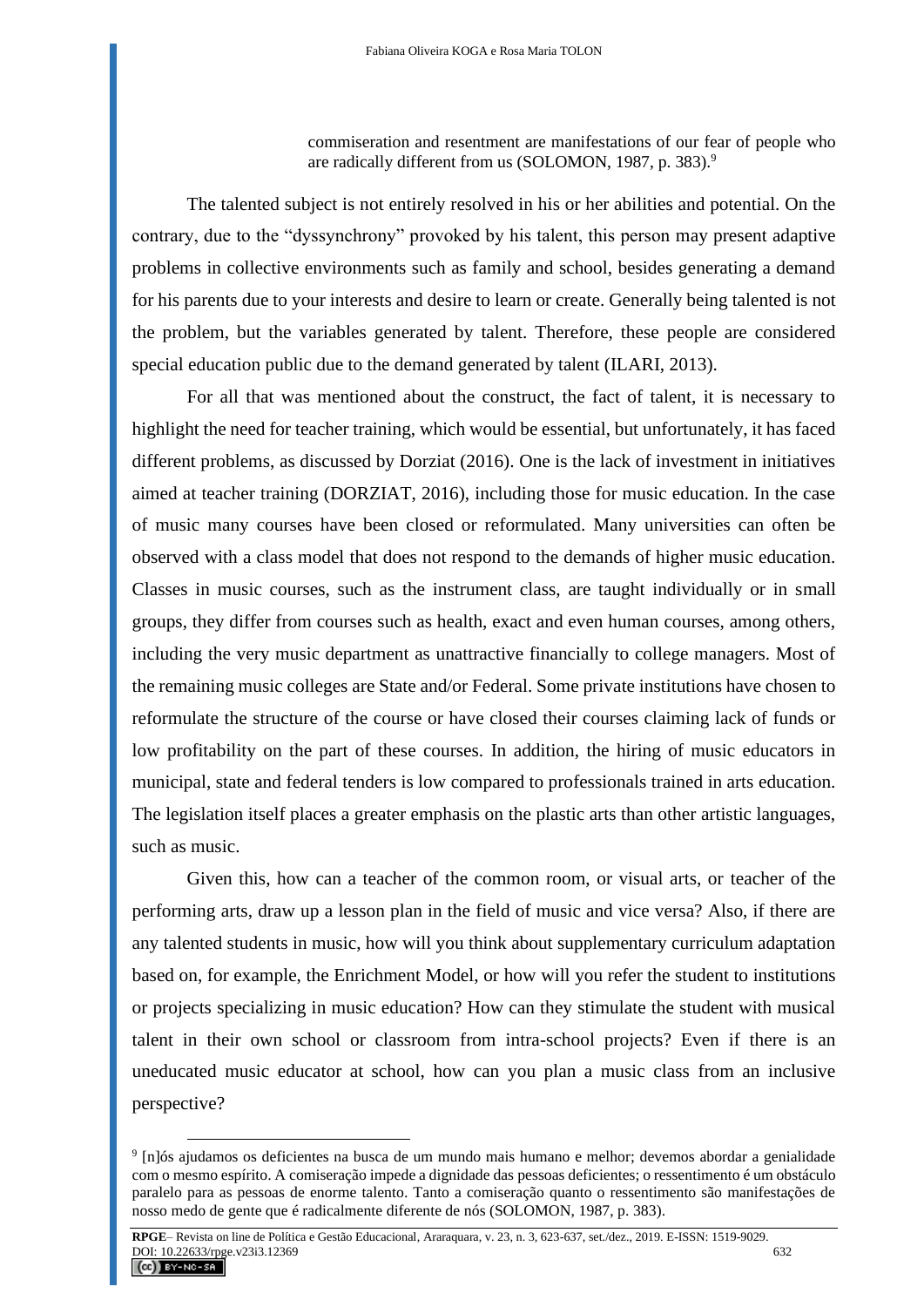> commiseration and resentment are manifestations of our fear of people who are radically different from us (SOLOMON, 1987, p. 383).[9]

The talented subject is not entirely resolved in his or her abilities and potential. On the contrary, due to the "dyssynchrony" provoked by his talent, this person may present adaptive problems in collective environments such as family and school, besides generating a demand for his parents due to your interests and desire to learn or create. Generally being talented is not the problem, but the variables generated by talent. Therefore, these people are considered special education public due to the demand generated by talent (ILARI, 2013).

For all that was mentioned about the construct, the fact of talent, it is necessary to highlight the need for teacher training, which would be essential, but unfortunately, it has faced different problems, as discussed by Dorziat (2016). One is the lack of investment in initiatives aimed at teacher training (DORZIAT, 2016), including those for music education. In the case of music many courses have been closed or reformulated. Many universities can often be observed with a class model that does not respond to the demands of higher music education. Classes in music courses, such as the instrument class, are taught individually or in small groups, they differ from courses such as health, exact and even human courses, among others, including the very music department as unattractive financially to college managers. Most of the remaining music colleges are State and/or Federal. Some private institutions have chosen to reformulate the structure of the course or have closed their courses claiming lack of funds or low profitability on the part of these courses. In addition, the hiring of music educators in municipal, state and federal tenders is low compared to professionals trained in arts education. The legislation itself places a greater emphasis on the plastic arts than other artistic languages, such as music.

Given this, how can a teacher of the common room, or visual arts, or teacher of the performing arts, draw up a lesson plan in the field of music and vice versa? Also, if there are any talented students in music, how will you think about supplementary curriculum adaptation based on, for example, the Enrichment Model, or how will you refer the student to institutions or projects specializing in music education? How can they stimulate the student with musical talent in their own school or classroom from intra-school projects? Even if there is an uneducated music educator at school, how can you plan a music class from an inclusive perspective?

---

[9] [n]ós ajudamos os deficientes na busca de um mundo mais humano e melhor; devemos abordar a genialidade com o mesmo espírito. A comiseração impede a dignidade das pessoas deficientes; o ressentimento é um obstáculo paralelo para as pessoas de enorme talento. Tanto a comiseração quanto o ressentimento são manifestações de nosso medo de gente que é radicalmente diferente de nós (SOLOMON, 1987, p. 383).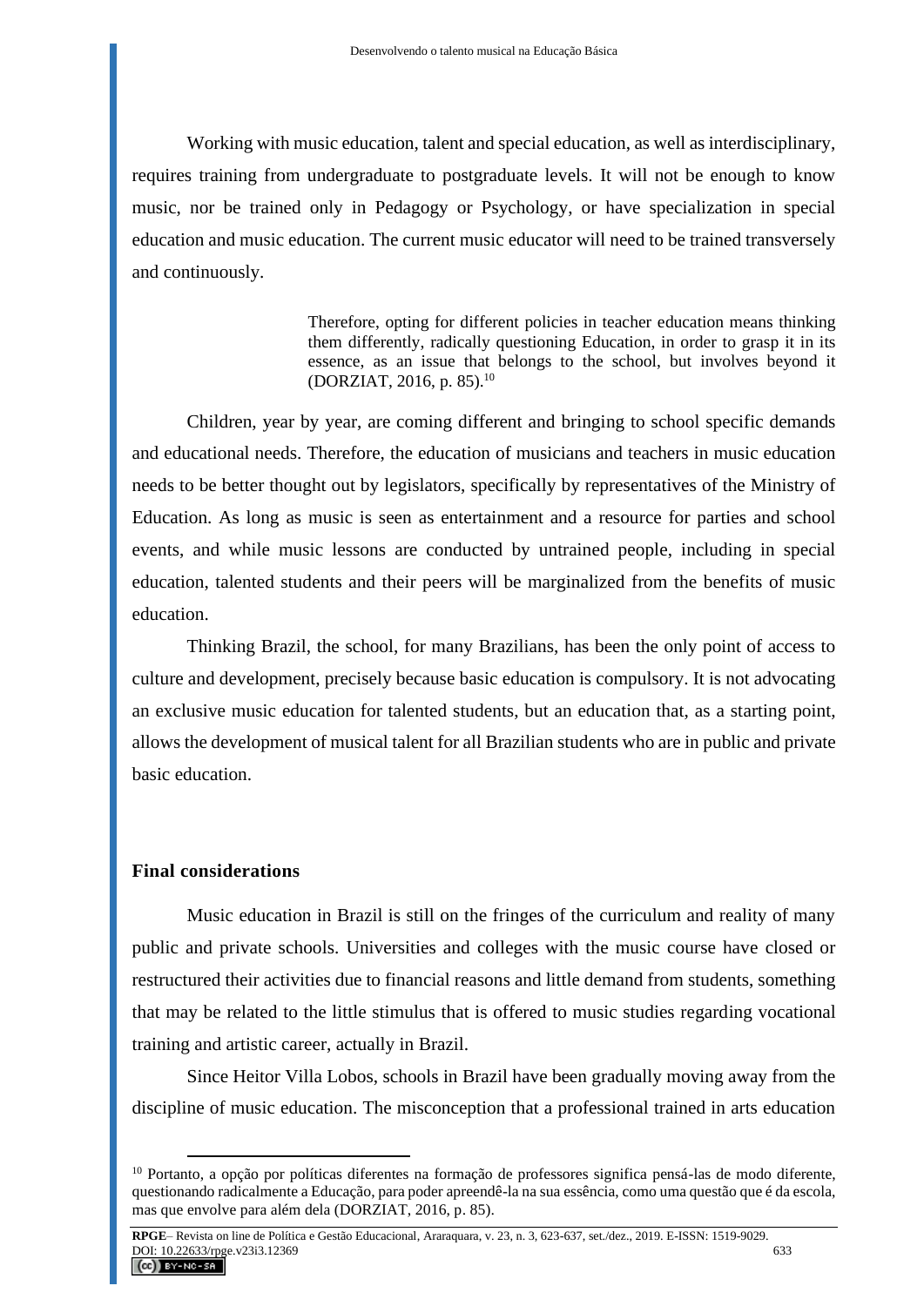Working with music education, talent and special education, as well as interdisciplinary, requires training from undergraduate to postgraduate levels. It will not be enough to know music, nor be trained only in Pedagogy or Psychology, or have specialization in special education and music education. The current music educator will need to be trained transversely and continuously.

> Therefore, opting for different policies in teacher education means thinking them differently, radically questioning Education, in order to grasp it in its essence, as an issue that belongs to the school, but involves beyond it (DORZIAT, 2016, p. 85).[10]

Children, year by year, are coming different and bringing to school specific demands and educational needs. Therefore, the education of musicians and teachers in music education needs to be better thought out by legislators, specifically by representatives of the Ministry of Education. As long as music is seen as entertainment and a resource for parties and school events, and while music lessons are conducted by untrained people, including in special education, talented students and their peers will be marginalized from the benefits of music education.

Thinking Brazil, the school, for many Brazilians, has been the only point of access to culture and development, precisely because basic education is compulsory. It is not advocating an exclusive music education for talented students, but an education that, as a starting point, allows the development of musical talent for all Brazilian students who are in public and private basic education.

## Final considerations

Music education in Brazil is still on the fringes of the curriculum and reality of many public and private schools. Universities and colleges with the music course have closed or restructured their activities due to financial reasons and little demand from students, something that may be related to the little stimulus that is offered to music studies regarding vocational training and artistic career, actually in Brazil.

Since Heitor Villa Lobos, schools in Brazil have been gradually moving away from the discipline of music education. The misconception that a professional trained in arts education

---

[10] Portanto, a opção por políticas diferentes na formação de professores significa pensá-las de modo diferente, questionando radicalmente a Educação, para poder apreendê-la na sua essência, como uma questão que é da escola, mas que envolve para além dela (DORZIAT, 2016, p. 85).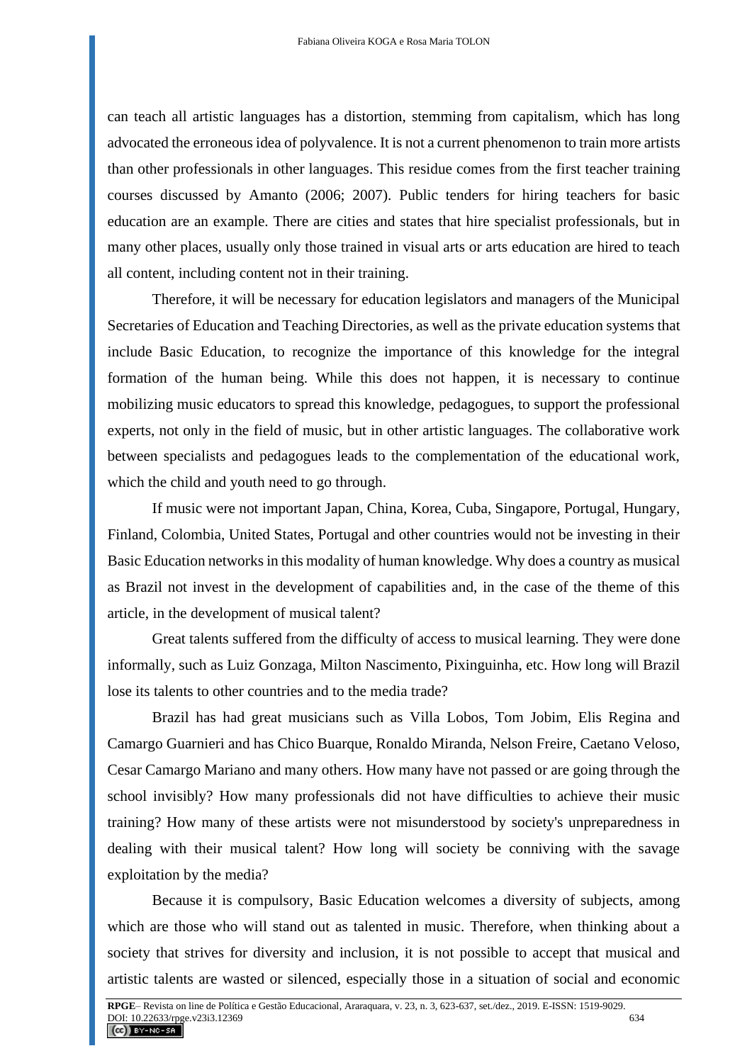can teach all artistic languages has a distortion, stemming from capitalism, which has long advocated the erroneous idea of polyvalence. It is not a current phenomenon to train more artists than other professionals in other languages. This residue comes from the first teacher training courses discussed by Amanto (2006; 2007). Public tenders for hiring teachers for basic education are an example. There are cities and states that hire specialist professionals, but in many other places, usually only those trained in visual arts or arts education are hired to teach all content, including content not in their training.

Therefore, it will be necessary for education legislators and managers of the Municipal Secretaries of Education and Teaching Directories, as well as the private education systems that include Basic Education, to recognize the importance of this knowledge for the integral formation of the human being. While this does not happen, it is necessary to continue mobilizing music educators to spread this knowledge, pedagogues, to support the professional experts, not only in the field of music, but in other artistic languages. The collaborative work between specialists and pedagogues leads to the complementation of the educational work, which the child and youth need to go through.

If music were not important Japan, China, Korea, Cuba, Singapore, Portugal, Hungary, Finland, Colombia, United States, Portugal and other countries would not be investing in their Basic Education networks in this modality of human knowledge. Why does a country as musical as Brazil not invest in the development of capabilities and, in the case of the theme of this article, in the development of musical talent?

Great talents suffered from the difficulty of access to musical learning. They were done informally, such as Luiz Gonzaga, Milton Nascimento, Pixinguinha, etc. How long will Brazil lose its talents to other countries and to the media trade?

Brazil has had great musicians such as Villa Lobos, Tom Jobim, Elis Regina and Camargo Guarnieri and has Chico Buarque, Ronaldo Miranda, Nelson Freire, Caetano Veloso, Cesar Camargo Mariano and many others. How many have not passed or are going through the school invisibly? How many professionals did not have difficulties to achieve their music training? How many of these artists were not misunderstood by society's unpreparedness in dealing with their musical talent? How long will society be conniving with the savage exploitation by the media?

Because it is compulsory, Basic Education welcomes a diversity of subjects, among which are those who will stand out as talented in music. Therefore, when thinking about a society that strives for diversity and inclusion, it is not possible to accept that musical and artistic talents are wasted or silenced, especially those in a situation of social and economic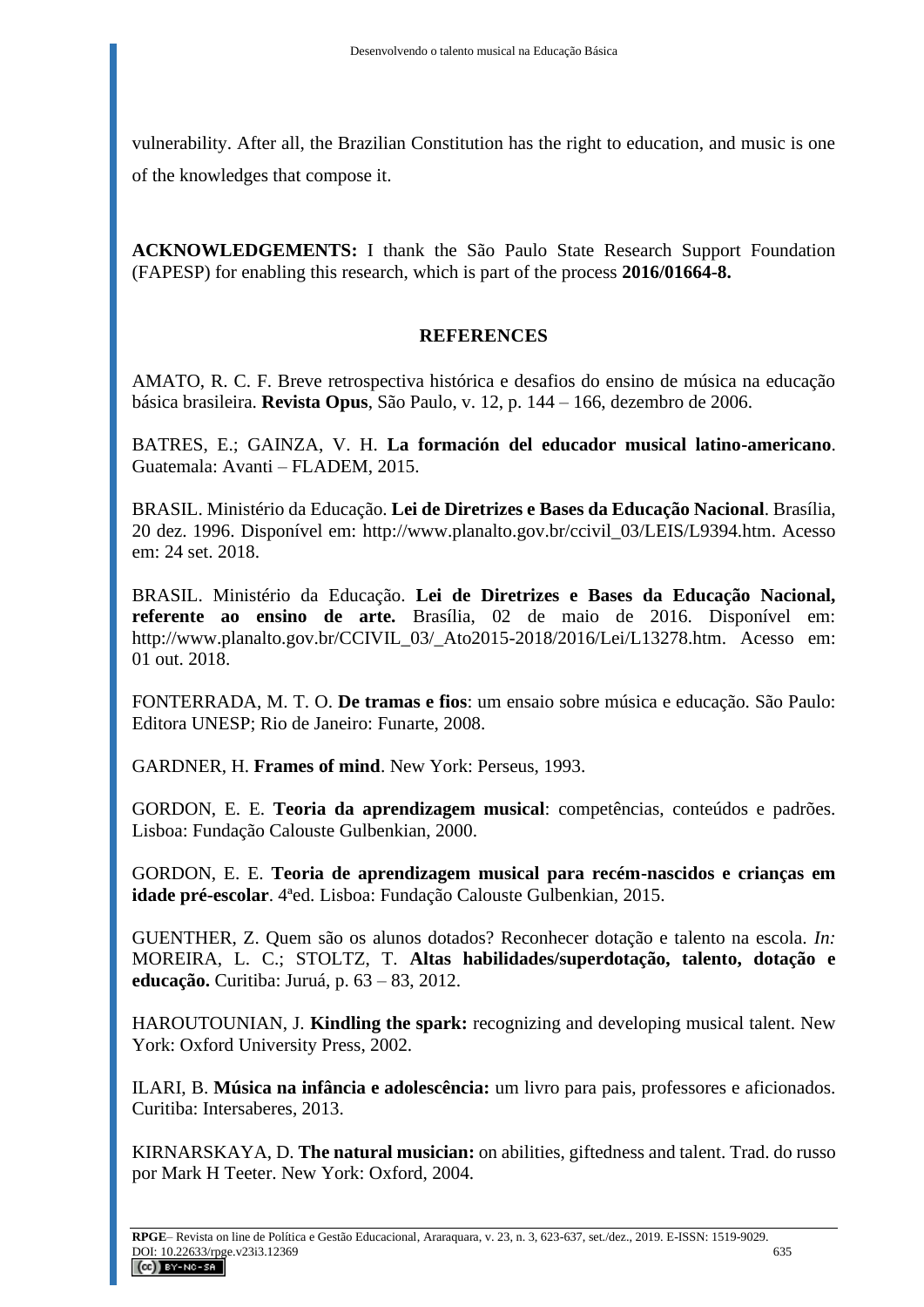vulnerability. After all, the Brazilian Constitution has the right to education, and music is one of the knowledges that compose it.

**ACKNOWLEDGEMENTS:** I thank the São Paulo State Research Support Foundation (FAPESP) for enabling this research, which is part of the process **2016/01664-8.**

## REFERENCES

AMATO, R. C. F. Breve retrospectiva histórica e desafios do ensino de música na educação básica brasileira. **Revista Opus**, São Paulo, v. 12, p. 144 – 166, dezembro de 2006.

BATRES, E.; GAINZA, V. H. **La formación del educador musical latino-americano**. Guatemala: Avanti – FLADEM, 2015.

BRASIL. Ministério da Educação. **Lei de Diretrizes e Bases da Educação Nacional**. Brasília, 20 dez. 1996. Disponível em: http://www.planalto.gov.br/ccivil_03/LEIS/L9394.htm. Acesso em: 24 set. 2018.

BRASIL. Ministério da Educação. **Lei de Diretrizes e Bases da Educação Nacional, referente ao ensino de arte.** Brasília, 02 de maio de 2016. Disponível em: http://www.planalto.gov.br/CCIVIL_03/_Ato2015-2018/2016/Lei/L13278.htm. Acesso em: 01 out. 2018.

FONTERRADA, M. T. O. **De tramas e fios**: um ensaio sobre música e educação. São Paulo: Editora UNESP; Rio de Janeiro: Funarte, 2008.

GARDNER, H. **Frames of mind**. New York: Perseus, 1993.

GORDON, E. E. **Teoria da aprendizagem musical**: competências, conteúdos e padrões. Lisboa: Fundação Calouste Gulbenkian, 2000.

GORDON, E. E. **Teoria de aprendizagem musical para recém-nascidos e crianças em idade pré-escolar**. 4ªed. Lisboa: Fundação Calouste Gulbenkian, 2015.

GUENTHER, Z. Quem são os alunos dotados? Reconhecer dotação e talento na escola. *In:* MOREIRA, L. C.; STOLTZ, T. **Altas habilidades/superdotação, talento, dotação e educação.** Curitiba: Juruá, p. 63 – 83, 2012.

HAROUTOUNIAN, J. **Kindling the spark:** recognizing and developing musical talent. New York: Oxford University Press, 2002.

ILARI, B. **Música na infância e adolescência:** um livro para pais, professores e aficionados. Curitiba: Intersaberes, 2013.

KIRNARSKAYA, D. **The natural musician:** on abilities, giftedness and talent. Trad. do russo por Mark H Teeter. New York: Oxford, 2004.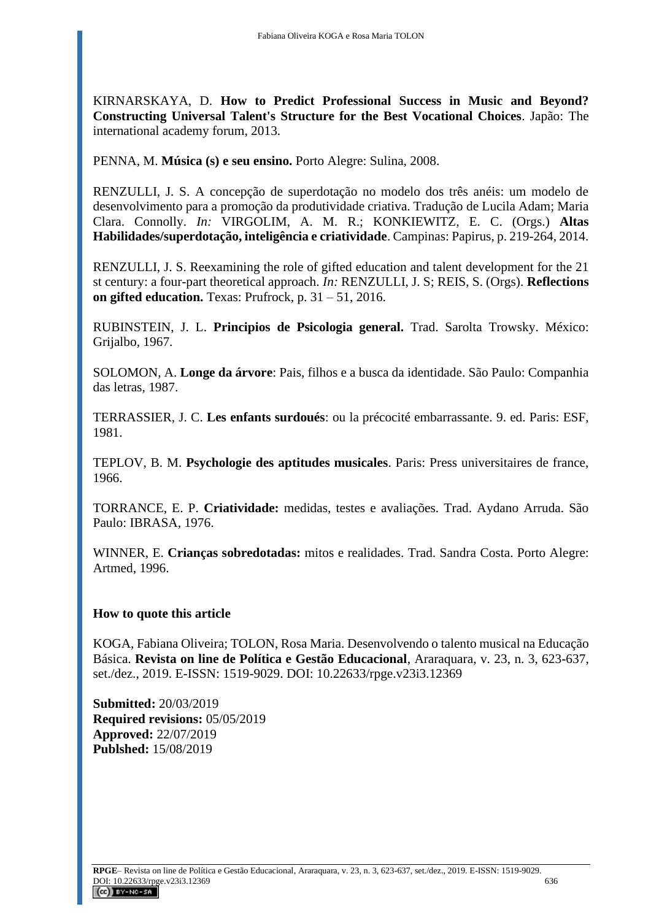KIRNARSKAYA, D. **How to Predict Professional Success in Music and Beyond? Constructing Universal Talent's Structure for the Best Vocational Choices**. Japão: The international academy forum, 2013.

PENNA, M. **Música (s) e seu ensino.** Porto Alegre: Sulina, 2008.

RENZULLI, J. S. A concepção de superdotação no modelo dos três anéis: um modelo de desenvolvimento para a promoção da produtividade criativa. Tradução de Lucila Adam; Maria Clara. Connolly. *In:* VIRGOLIM, A. M. R.; KONKIEWITZ, E. C. (Orgs.) **Altas Habilidades/superdotação, inteligência e criatividade**. Campinas: Papirus, p. 219-264, 2014.

RENZULLI, J. S. Reexamining the role of gifted education and talent development for the 21 st century: a four-part theoretical approach. *In:* RENZULLI, J. S; REIS, S. (Orgs). **Reflections on gifted education.** Texas: Prufrock, p. 31 – 51, 2016.

RUBINSTEIN, J. L. **Principios de Psicologia general.** Trad. Sarolta Trowsky. México: Grijalbo, 1967.

SOLOMON, A. **Longe da árvore**: Pais, filhos e a busca da identidade. São Paulo: Companhia das letras, 1987.

TERRASSIER, J. C. **Les enfants surdoués**: ou la précocité embarrassante. 9. ed. Paris: ESF, 1981.

TEPLOV, B. M. **Psychologie des aptitudes musicales**. Paris: Press universitaires de france, 1966.

TORRANCE, E. P. **Criatividade:** medidas, testes e avaliações. Trad. Aydano Arruda. São Paulo: IBRASA, 1976.

WINNER, E. **Crianças sobredotadas:** mitos e realidades. Trad. Sandra Costa. Porto Alegre: Artmed, 1996.

### How to quote this article

KOGA, Fabiana Oliveira; TOLON, Rosa Maria. Desenvolvendo o talento musical na Educação Básica. **Revista on line de Política e Gestão Educacional**, Araraquara, v. 23, n. 3, 623-637, set./dez., 2019. E-ISSN: 1519-9029. DOI: 10.22633/rpge.v23i3.12369

**Submitted:** 20/03/2019
**Required revisions:** 05/05/2019
**Approved:** 22/07/2019
**Publshed:** 15/08/2019